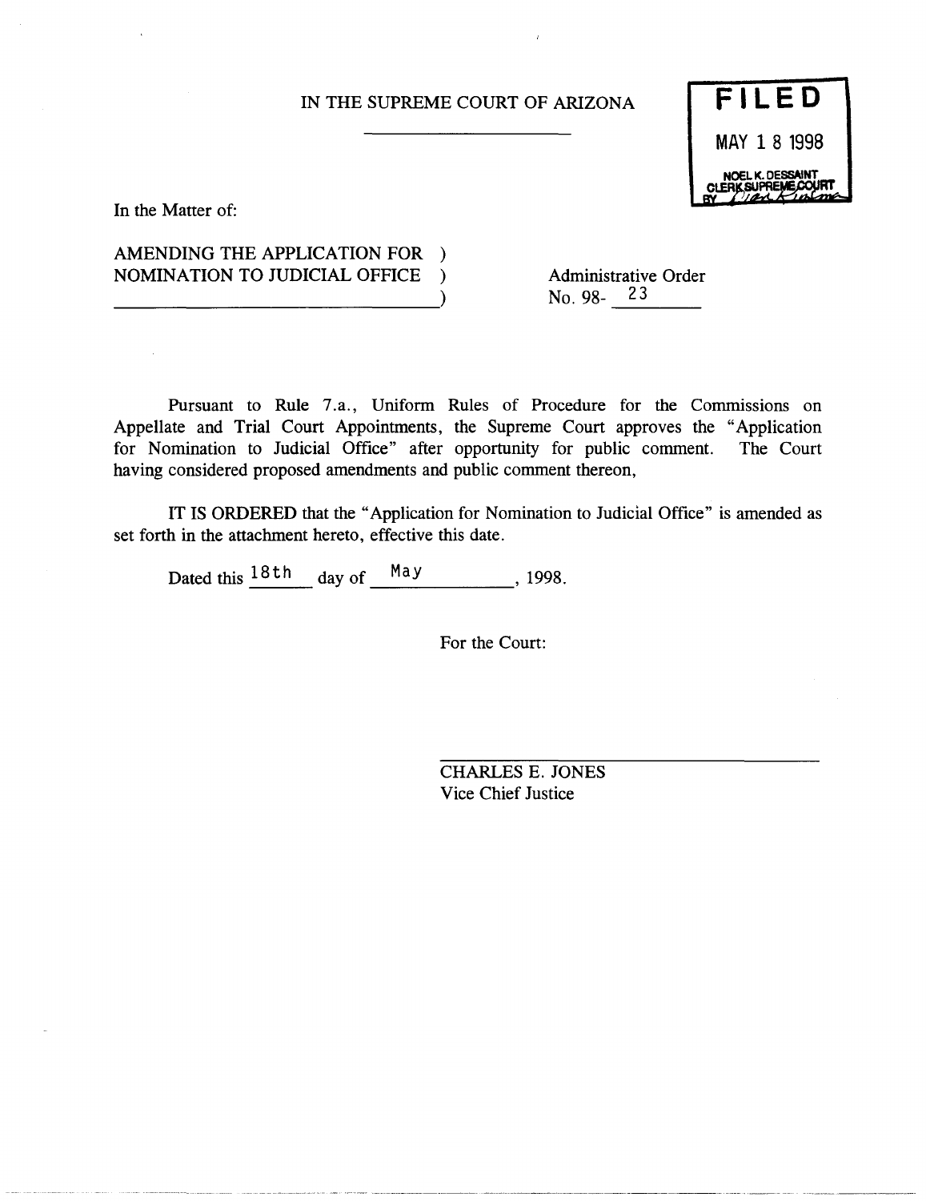IN THE SUPREME COURT OF ARIZONA

**FILED**
MAY 18 1998
NOEL K. DESSAINT
CLERK SUPREME COURT
BY

In the Matter of:

AMENDING THE APPLICATION FOR NOMINATION TO JUDICIAL OFFICE

Administrative Order
No. 98- 23

Pursuant to Rule 7.a., Uniform Rules of Procedure for the Commissions on Appellate and Trial Court Appointments, the Supreme Court approves the "Application for Nomination to Judicial Office" after opportunity for public comment. The Court having considered proposed amendments and public comment thereon,

IT IS ORDERED that the "Application for Nomination to Judicial Office" is amended as set forth in the attachment hereto, effective this date.

Dated this 18th day of May, 1998.

For the Court:

CHARLES E. JONES
Vice Chief Justice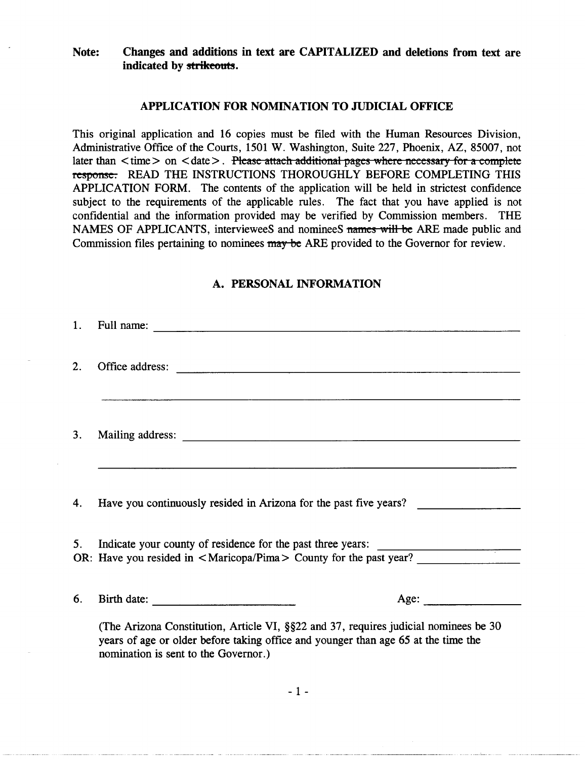**Note: Changes and additions in text are CAPITALIZED and deletions from text are indicated by ~~strikeouts~~.**

## APPLICATION FOR NOMINATION TO JUDICIAL OFFICE

This original application and 16 copies must be filed with the Human Resources Division, Administrative Office of the Courts, 1501 W. Washington, Suite 227, Phoenix, AZ, 85007, not later than <time> on <date>. ~~Please attach additional pages where necessary for a complete response.~~ READ THE INSTRUCTIONS THOROUGHLY BEFORE COMPLETING THIS APPLICATION FORM. The contents of the application will be held in strictest confidence subject to the requirements of the applicable rules. The fact that you have applied is not confidential and the information provided may be verified by Commission members. THE NAMES OF APPLICANTS, intervieweeS and nomineeS ~~names will be~~ ARE made public and Commission files pertaining to nominees ~~may be~~ ARE provided to the Governor for review.

### A. PERSONAL INFORMATION

1. Full name: ______________________________

2. Office address: ______________________________

   ______________________________

3. Mailing address: ______________________________

   ______________________________

4. Have you continuously resided in Arizona for the past five years? ______________

5. Indicate your county of residence for the past three years: ______________

   OR: Have you resided in <Maricopa/Pima> County for the past year? ______________

6. Birth date: ______________ Age: ______________

   (The Arizona Constitution, Article VI, §§22 and 37, requires judicial nominees be 30 years of age or older before taking office and younger than age 65 at the time the nomination is sent to the Governor.)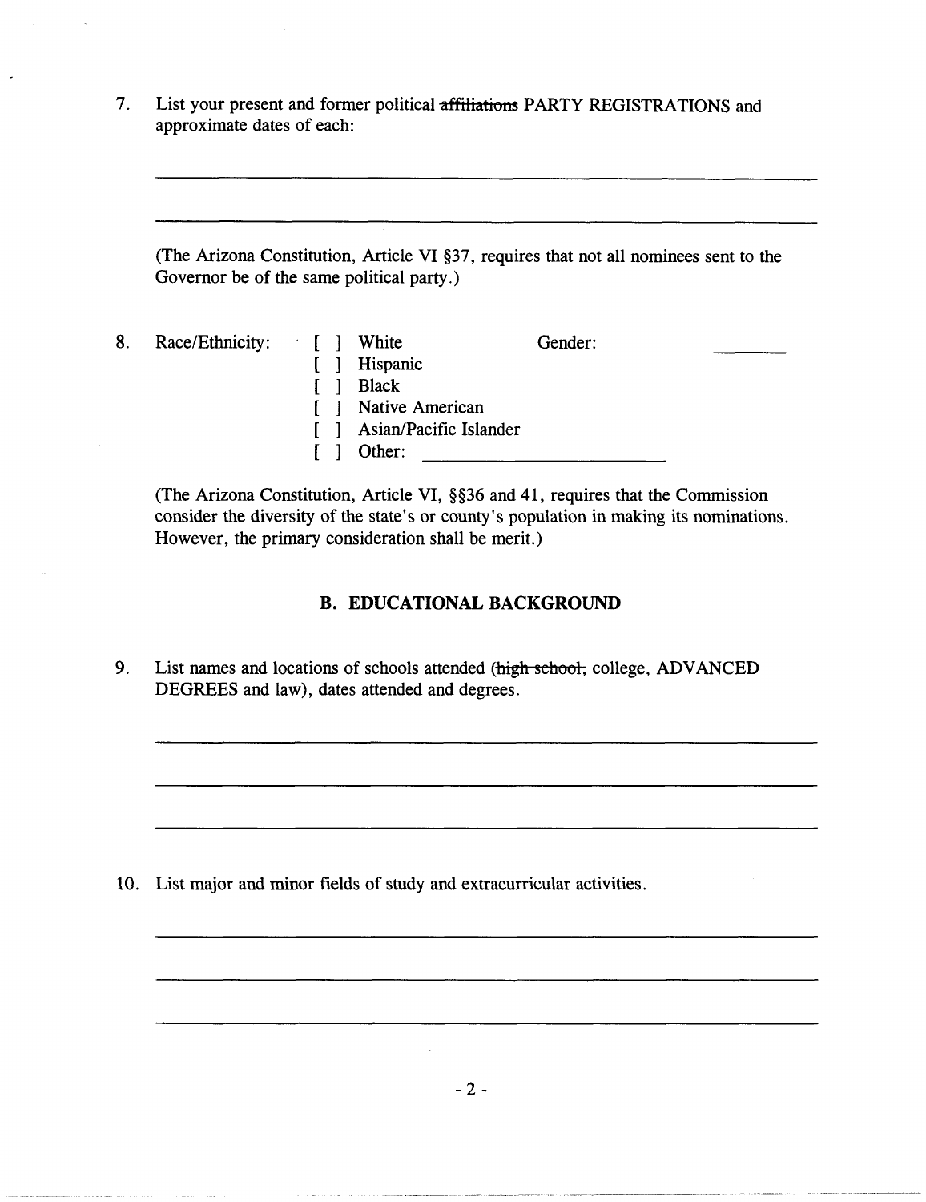7. List your present and former political ~~affiliations~~ PARTY REGISTRATIONS and approximate dates of each:

______________________________________________________________________

______________________________________________________________________

(The Arizona Constitution, Article VI §37, requires that not all nominees sent to the Governor be of the same political party.)

8. Race/Ethnicity: 

[ ] White
[ ] Hispanic
[ ] Black
[ ] Native American
[ ] Asian/Pacific Islander
[ ] Other: ________________________

Gender: ________

(The Arizona Constitution, Article VI, §§36 and 41, requires that the Commission consider the diversity of the state's or county's population in making its nominations. However, the primary consideration shall be merit.)

## B. EDUCATIONAL BACKGROUND

9. List names and locations of schools attended (~~high school,~~ college, ADVANCED DEGREES and law), dates attended and degrees.

______________________________________________________________________

______________________________________________________________________

______________________________________________________________________

10. List major and minor fields of study and extracurricular activities.

______________________________________________________________________

______________________________________________________________________

______________________________________________________________________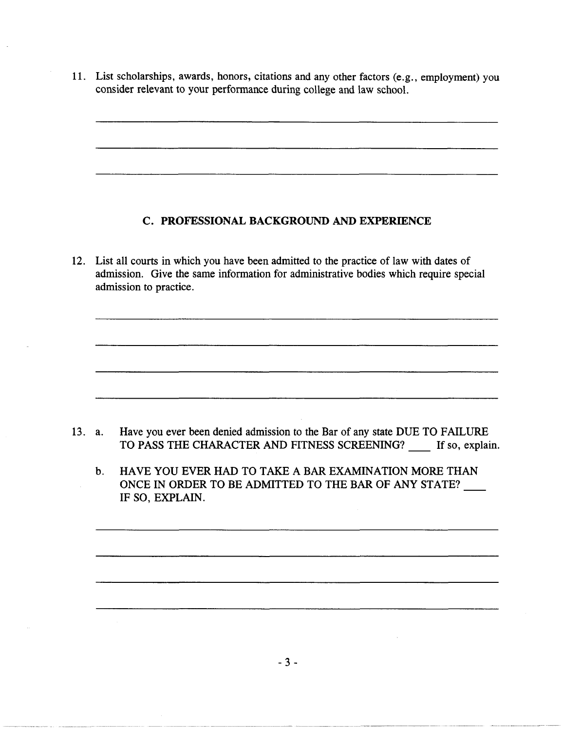11. List scholarships, awards, honors, citations and any other factors (e.g., employment) you consider relevant to your performance during college and law school.

______________________________________________________________________

______________________________________________________________________

______________________________________________________________________

## C. PROFESSIONAL BACKGROUND AND EXPERIENCE

12. List all courts in which you have been admitted to the practice of law with dates of admission. Give the same information for administrative bodies which require special admission to practice.

______________________________________________________________________

______________________________________________________________________

______________________________________________________________________

______________________________________________________________________

13. a. Have you ever been denied admission to the Bar of any state DUE TO FAILURE TO PASS THE CHARACTER AND FITNESS SCREENING? ____ If so, explain.

    b. HAVE YOU EVER HAD TO TAKE A BAR EXAMINATION MORE THAN ONCE IN ORDER TO BE ADMITTED TO THE BAR OF ANY STATE? ____ IF SO, EXPLAIN.

______________________________________________________________________

______________________________________________________________________

______________________________________________________________________

______________________________________________________________________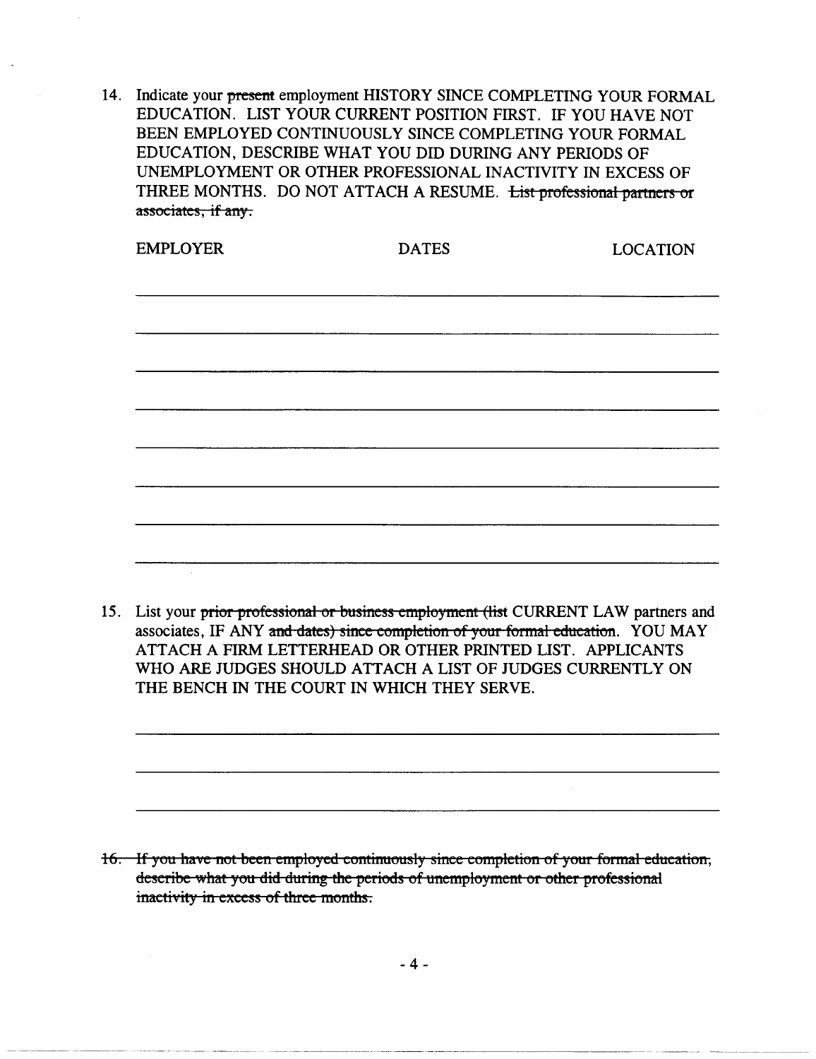14. Indicate your ~~present~~ employment HISTORY SINCE COMPLETING YOUR FORMAL EDUCATION. LIST YOUR CURRENT POSITION FIRST. IF YOU HAVE NOT BEEN EMPLOYED CONTINUOUSLY SINCE COMPLETING YOUR FORMAL EDUCATION, DESCRIBE WHAT YOU DID DURING ANY PERIODS OF UNEMPLOYMENT OR OTHER PROFESSIONAL INACTIVITY IN EXCESS OF THREE MONTHS. DO NOT ATTACH A RESUME. ~~List professional partners or associates, if any.~~

| EMPLOYER | DATES | LOCATION |
|---|---|---|
| | | |
| | | |
| | | |
| | | |
| | | |
| | | |
| | | |
| | | |

15. List your ~~prior professional or business employment (list~~ CURRENT LAW partners and associates, IF ANY ~~and dates) since completion of your formal education~~. YOU MAY ATTACH A FIRM LETTERHEAD OR OTHER PRINTED LIST. APPLICANTS WHO ARE JUDGES SHOULD ATTACH A LIST OF JUDGES CURRENTLY ON THE BENCH IN THE COURT IN WHICH THEY SERVE.

\_\_\_\_\_\_\_\_\_\_\_\_\_\_\_\_\_\_\_\_\_\_\_\_\_\_\_\_\_\_\_\_\_\_\_\_\_\_\_\_\_\_\_\_\_\_\_\_\_\_\_\_

\_\_\_\_\_\_\_\_\_\_\_\_\_\_\_\_\_\_\_\_\_\_\_\_\_\_\_\_\_\_\_\_\_\_\_\_\_\_\_\_\_\_\_\_\_\_\_\_\_\_\_\_

\_\_\_\_\_\_\_\_\_\_\_\_\_\_\_\_\_\_\_\_\_\_\_\_\_\_\_\_\_\_\_\_\_\_\_\_\_\_\_\_\_\_\_\_\_\_\_\_\_\_\_\_

~~16. If you have not been employed continuously since completion of your formal education, describe what you did during the periods of unemployment or other professional inactivity in excess of three months.~~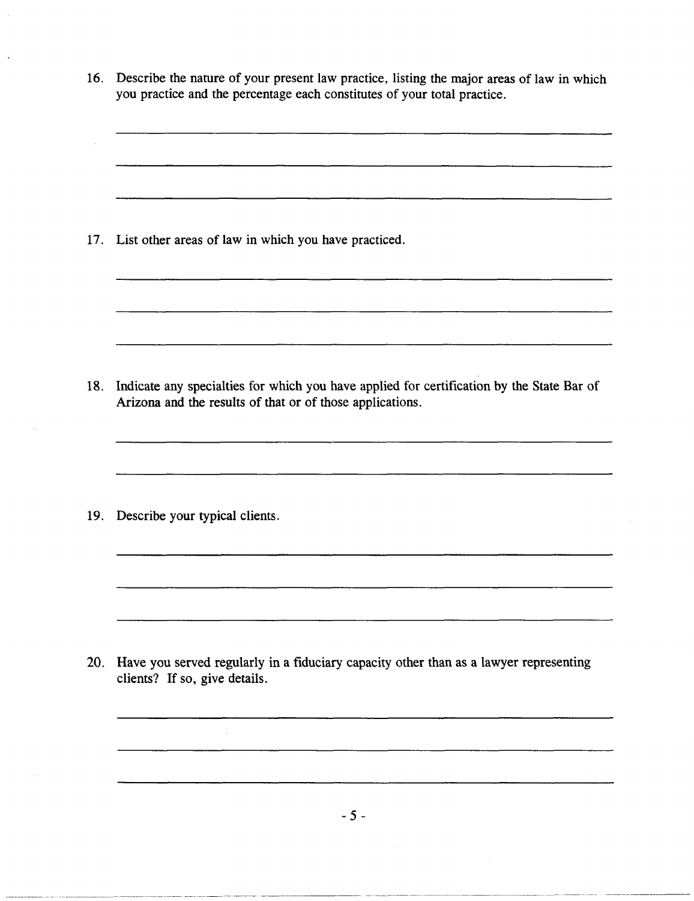16. Describe the nature of your present law practice, listing the major areas of law in which you practice and the percentage each constitutes of your total practice.

______________________________________________________________________

______________________________________________________________________

______________________________________________________________________

17. List other areas of law in which you have practiced.

______________________________________________________________________

______________________________________________________________________

______________________________________________________________________

18. Indicate any specialties for which you have applied for certification by the State Bar of Arizona and the results of that or of those applications.

______________________________________________________________________

______________________________________________________________________

19. Describe your typical clients.

______________________________________________________________________

______________________________________________________________________

______________________________________________________________________

20. Have you served regularly in a fiduciary capacity other than as a lawyer representing clients? If so, give details.

______________________________________________________________________

______________________________________________________________________

______________________________________________________________________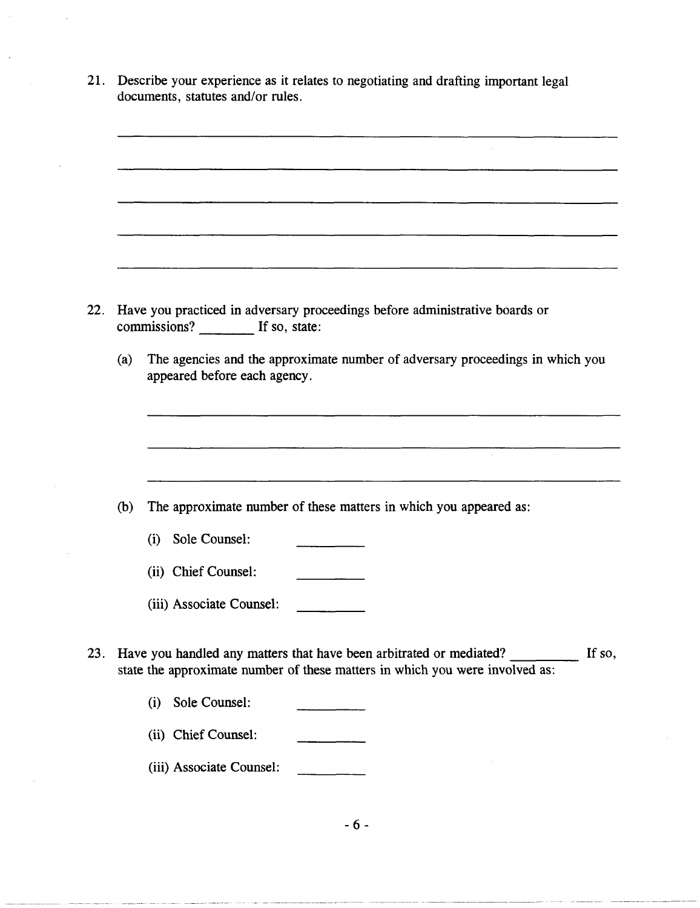21. Describe your experience as it relates to negotiating and drafting important legal documents, statutes and/or rules.

_______________________________________________________________

_______________________________________________________________

_______________________________________________________________

_______________________________________________________________

_______________________________________________________________

22. Have you practiced in adversary proceedings before administrative boards or commissions? _______ If so, state:

    (a) The agencies and the approximate number of adversary proceedings in which you appeared before each agency.

    _______________________________________________________________

    _______________________________________________________________

    _______________________________________________________________

    (b) The approximate number of these matters in which you appeared as:

        (i) Sole Counsel: _________

        (ii) Chief Counsel: _________

        (iii) Associate Counsel: _________

23. Have you handled any matters that have been arbitrated or mediated? _________ If so, state the approximate number of these matters in which you were involved as:

    (i) Sole Counsel: _________

    (ii) Chief Counsel: _________

    (iii) Associate Counsel: _________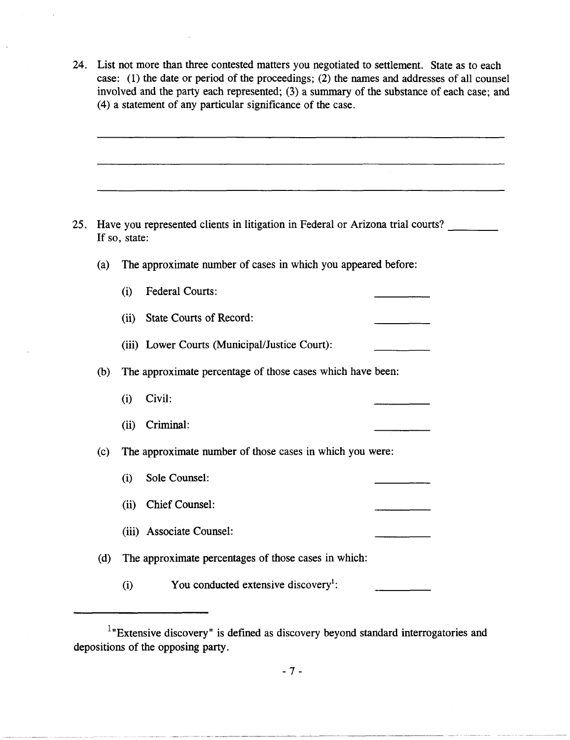24. List not more than three contested matters you negotiated to settlement. State as to each case: (1) the date or period of the proceedings; (2) the names and addresses of all counsel involved and the party each represented; (3) a summary of the substance of each case; and (4) a statement of any particular significance of the case.

\_\_\_\_\_\_\_\_\_\_\_\_\_\_\_\_\_\_\_\_\_\_\_\_\_\_\_\_\_\_\_\_\_\_\_\_\_\_\_\_\_\_\_\_\_\_\_\_\_\_\_\_\_\_\_\_\_\_\_\_\_\_\_\_

\_\_\_\_\_\_\_\_\_\_\_\_\_\_\_\_\_\_\_\_\_\_\_\_\_\_\_\_\_\_\_\_\_\_\_\_\_\_\_\_\_\_\_\_\_\_\_\_\_\_\_\_\_\_\_\_\_\_\_\_\_\_\_\_

\_\_\_\_\_\_\_\_\_\_\_\_\_\_\_\_\_\_\_\_\_\_\_\_\_\_\_\_\_\_\_\_\_\_\_\_\_\_\_\_\_\_\_\_\_\_\_\_\_\_\_\_\_\_\_\_\_\_\_\_\_\_\_\_

25. Have you represented clients in litigation in Federal or Arizona trial courts? \_\_\_\_\_\_\_\_
If so, state:

   (a) The approximate number of cases in which you appeared before:

      (i) Federal Courts: \_\_\_\_\_\_\_\_

      (ii) State Courts of Record: \_\_\_\_\_\_\_\_

      (iii) Lower Courts (Municipal/Justice Court): \_\_\_\_\_\_\_\_

   (b) The approximate percentage of those cases which have been:

      (i) Civil: \_\_\_\_\_\_\_\_

      (ii) Criminal: \_\_\_\_\_\_\_\_

   (c) The approximate number of those cases in which you were:

      (i) Sole Counsel: \_\_\_\_\_\_\_\_

      (ii) Chief Counsel: \_\_\_\_\_\_\_\_

      (iii) Associate Counsel: \_\_\_\_\_\_\_\_

   (d) The approximate percentages of those cases in which:

      (i) You conducted extensive discovery[1]: \_\_\_\_\_\_\_\_

---

[1] "Extensive discovery" is defined as discovery beyond standard interrogatories and depositions of the opposing party.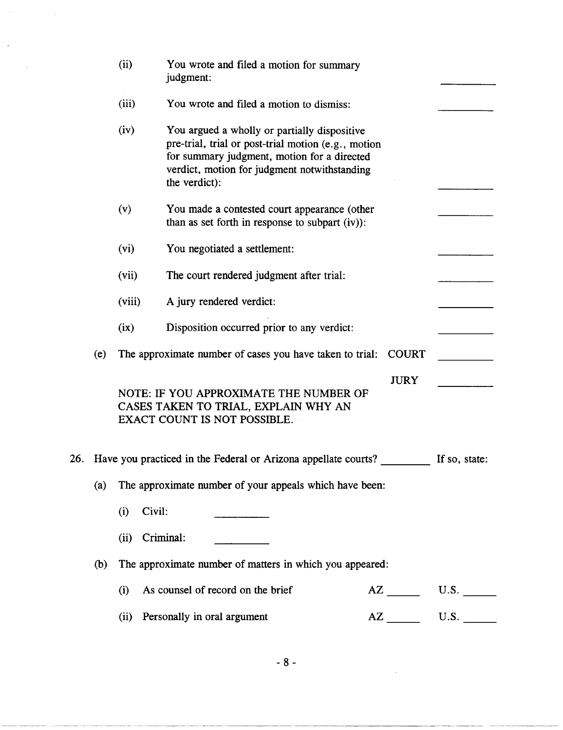(ii) You wrote and filed a motion for summary judgment: __________

(iii) You wrote and filed a motion to dismiss: __________

(iv) You argued a wholly or partially dispositive pre-trial, trial or post-trial motion (e.g., motion for summary judgment, motion for a directed verdict, motion for judgment notwithstanding the verdict): __________

(v) You made a contested court appearance (other than as set forth in response to subpart (iv)): __________

(vi) You negotiated a settlement: __________

(vii) The court rendered judgment after trial: __________

(viii) A jury rendered verdict: __________

(ix) Disposition occurred prior to any verdict: __________

(e) The approximate number of cases you have taken to trial: COURT __________

JURY __________

NOTE: IF YOU APPROXIMATE THE NUMBER OF CASES TAKEN TO TRIAL, EXPLAIN WHY AN EXACT COUNT IS NOT POSSIBLE.

26. Have you practiced in the Federal or Arizona appellate courts? ________ If so, state:

(a) The approximate number of your appeals which have been:

(i) Civil: __________

(ii) Criminal: __________

(b) The approximate number of matters in which you appeared:

(i) As counsel of record on the brief AZ ______ U.S. ______

(ii) Personally in oral argument AZ ______ U.S. ______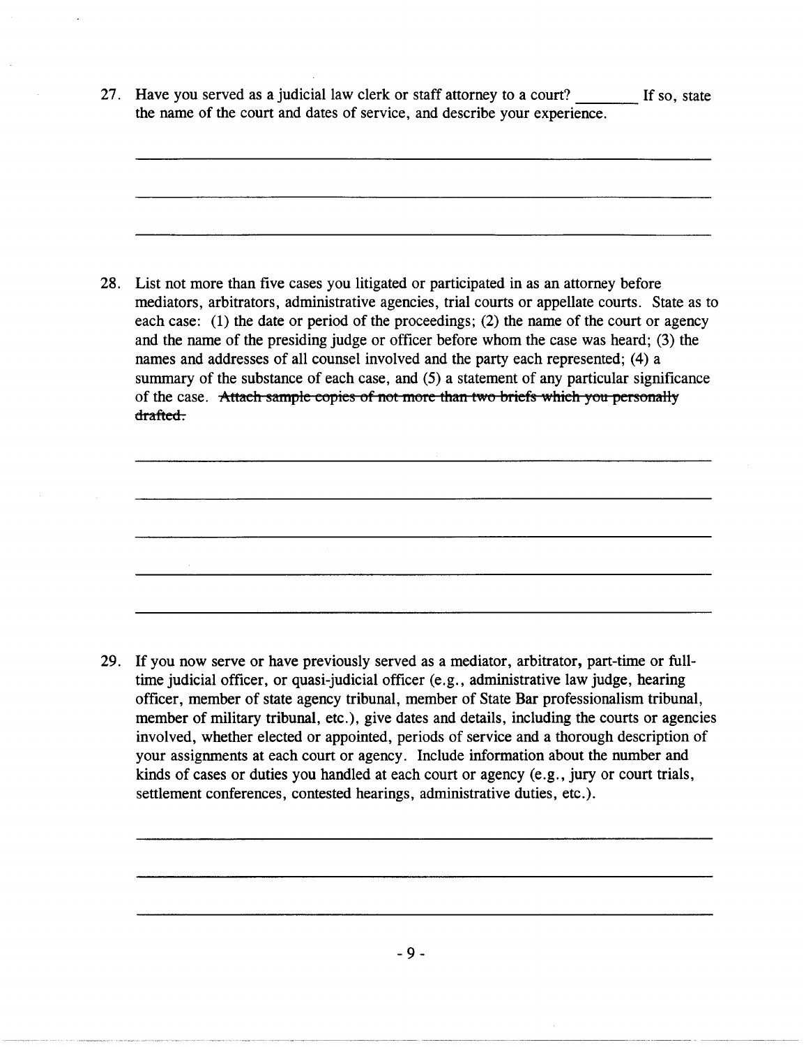27. Have you served as a judicial law clerk or staff attorney to a court? _______ If so, state the name of the court and dates of service, and describe your experience.

_______________________________________________________________________

_______________________________________________________________________

_______________________________________________________________________

28. List not more than five cases you litigated or participated in as an attorney before mediators, arbitrators, administrative agencies, trial courts or appellate courts. State as to each case: (1) the date or period of the proceedings; (2) the name of the court or agency and the name of the presiding judge or officer before whom the case was heard; (3) the names and addresses of all counsel involved and the party each represented; (4) a summary of the substance of each case, and (5) a statement of any particular significance of the case. ~~Attach sample copies of not more than two briefs which you personally drafted.~~

_______________________________________________________________________

_______________________________________________________________________

_______________________________________________________________________

_______________________________________________________________________

_______________________________________________________________________

29. If you now serve or have previously served as a mediator, arbitrator, part-time or full-time judicial officer, or quasi-judicial officer (e.g., administrative law judge, hearing officer, member of state agency tribunal, member of State Bar professionalism tribunal, member of military tribunal, etc.), give dates and details, including the courts or agencies involved, whether elected or appointed, periods of service and a thorough description of your assignments at each court or agency. Include information about the number and kinds of cases or duties you handled at each court or agency (e.g., jury or court trials, settlement conferences, contested hearings, administrative duties, etc.).

_______________________________________________________________________

_______________________________________________________________________

_______________________________________________________________________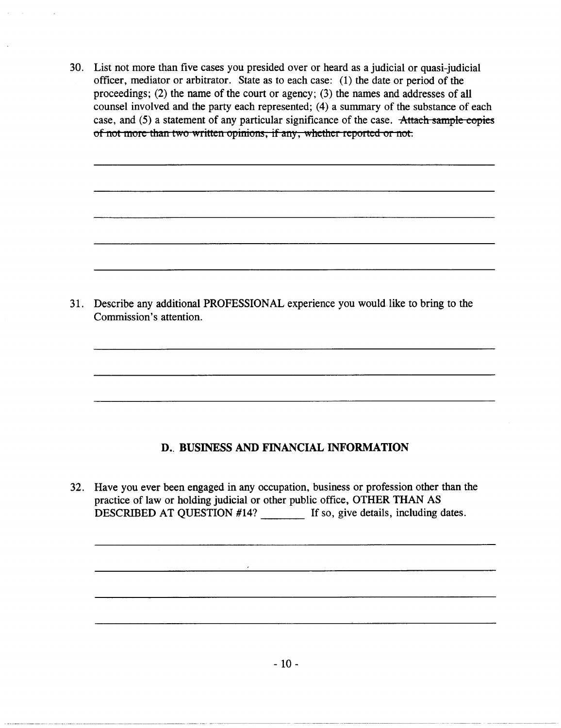30. List not more than five cases you presided over or heard as a judicial or quasi-judicial officer, mediator or arbitrator. State as to each case: (1) the date or period of the proceedings; (2) the name of the court or agency; (3) the names and addresses of all counsel involved and the party each represented; (4) a summary of the substance of each case, and (5) a statement of any particular significance of the case. ~~Attach sample copies of not more than two written opinions, if any, whether reported or not.~~

_______________________________________________________________________

_______________________________________________________________________

_______________________________________________________________________

_______________________________________________________________________

_______________________________________________________________________

31. Describe any additional PROFESSIONAL experience you would like to bring to the Commission's attention.

_______________________________________________________________________

_______________________________________________________________________

_______________________________________________________________________

## D.. BUSINESS AND FINANCIAL INFORMATION

32. Have you ever been engaged in any occupation, business or profession other than the practice of law or holding judicial or other public office, OTHER THAN AS DESCRIBED AT QUESTION #14? _______ If so, give details, including dates.

_______________________________________________________________________

_______________________________________________________________________

_______________________________________________________________________

_______________________________________________________________________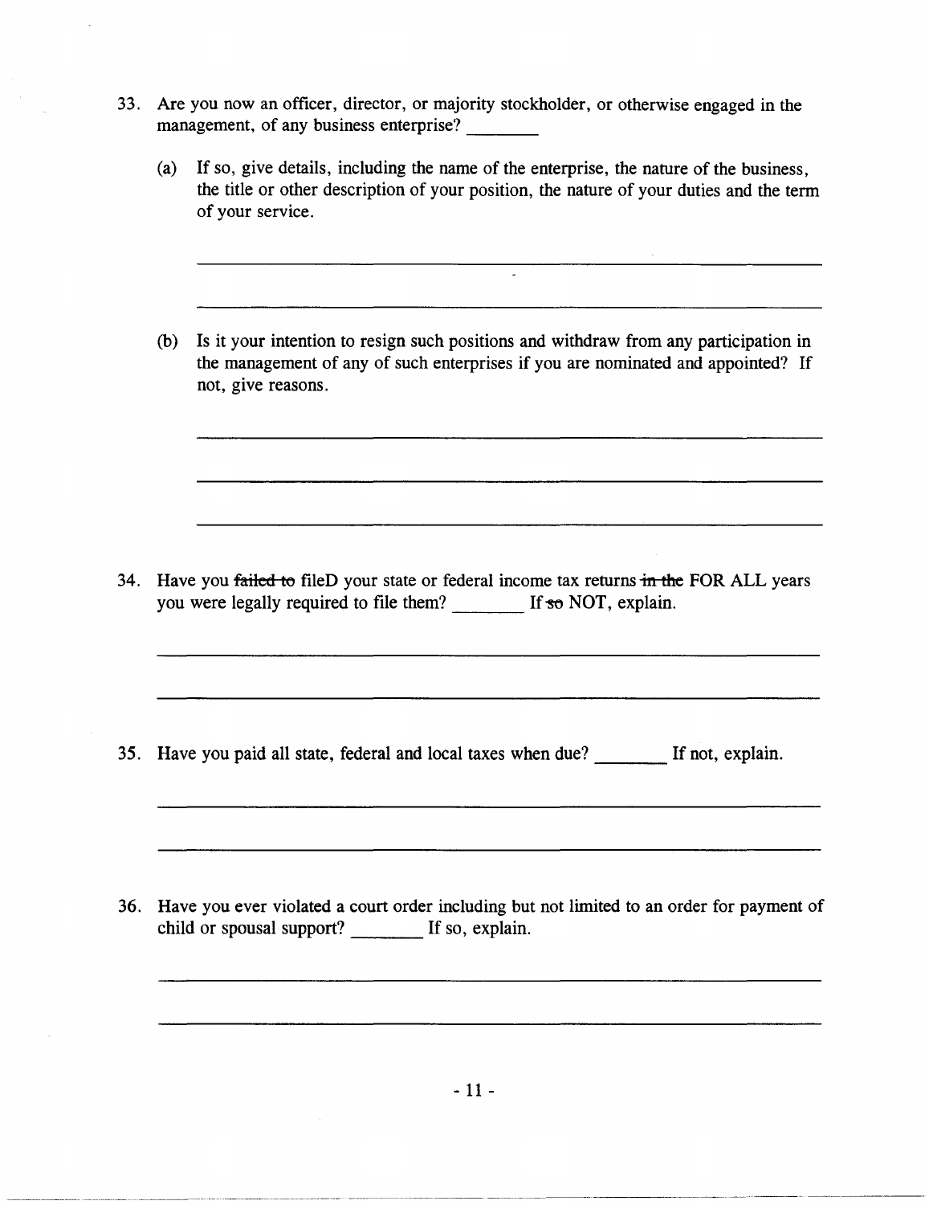33. Are you now an officer, director, or majority stockholder, or otherwise engaged in the management, of any business enterprise? ________

    (a) If so, give details, including the name of the enterprise, the nature of the business, the title or other description of your position, the nature of your duties and the term of your service.

    ______________________________________________________________________

    ______________________________________________________________________

    (b) Is it your intention to resign such positions and withdraw from any participation in the management of any of such enterprises if you are nominated and appointed? If not, give reasons.

    ______________________________________________________________________

    ______________________________________________________________________

    ______________________________________________________________________

34. Have you ~~failed to~~ fileD your state or federal income tax returns ~~in the~~ FOR ALL years you were legally required to file them? ________ If ~~so~~ NOT, explain.

    ______________________________________________________________________

    ______________________________________________________________________

35. Have you paid all state, federal and local taxes when due? ________ If not, explain.

    ______________________________________________________________________

    ______________________________________________________________________

36. Have you ever violated a court order including but not limited to an order for payment of child or spousal support? ________ If so, explain.

    ______________________________________________________________________

    ______________________________________________________________________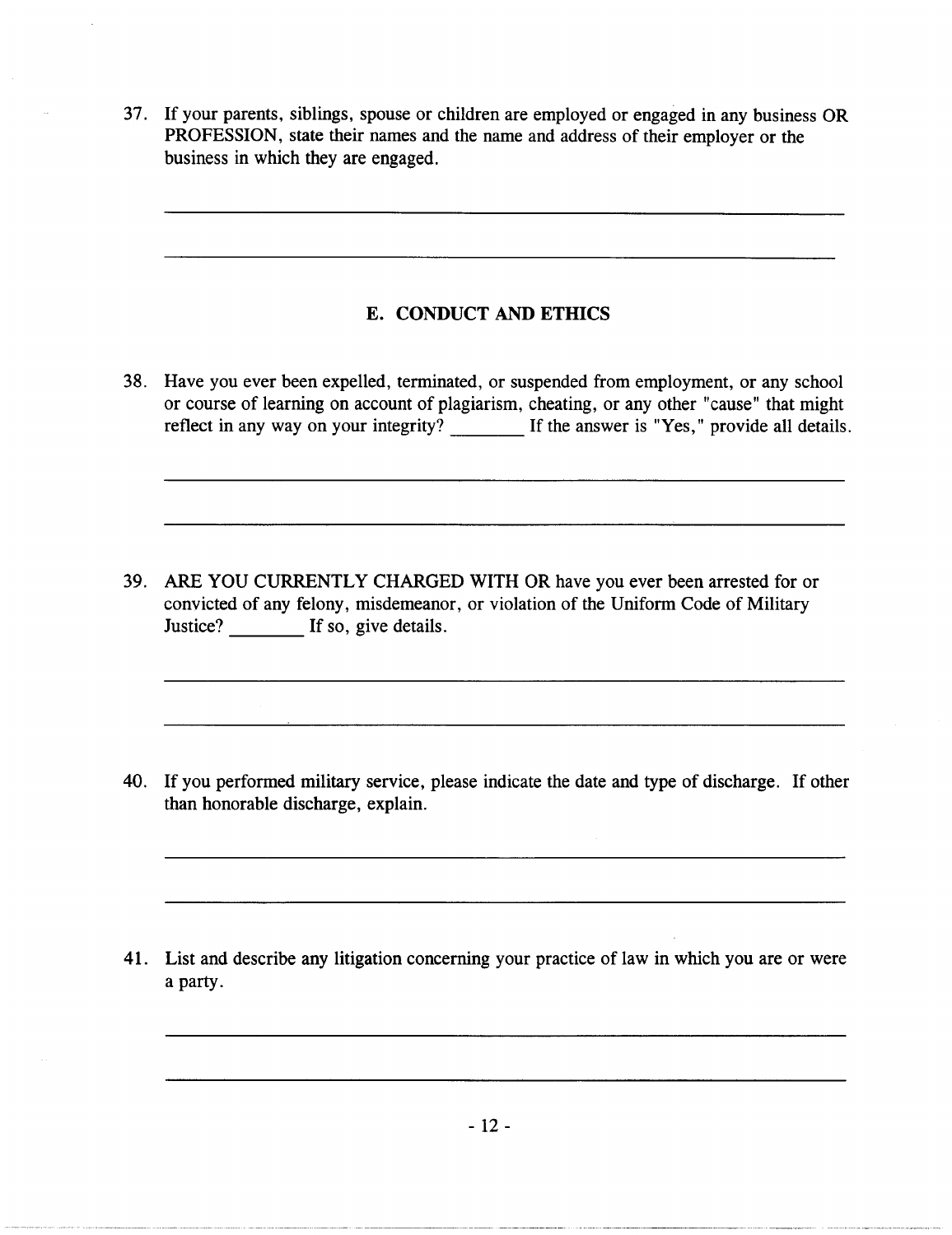37. If your parents, siblings, spouse or children are employed or engaged in any business OR PROFESSION, state their names and the name and address of their employer or the business in which they are engaged.

_______________________________________________________________________

_______________________________________________________________________

## E. CONDUCT AND ETHICS

38. Have you ever been expelled, terminated, or suspended from employment, or any school or course of learning on account of plagiarism, cheating, or any other "cause" that might reflect in any way on your integrity? ________ If the answer is "Yes," provide all details.

_______________________________________________________________________

_______________________________________________________________________

39. ARE YOU CURRENTLY CHARGED WITH OR have you ever been arrested for or convicted of any felony, misdemeanor, or violation of the Uniform Code of Military Justice? ________ If so, give details.

_______________________________________________________________________

_______________________________________________________________________

40. If you performed military service, please indicate the date and type of discharge. If other than honorable discharge, explain.

_______________________________________________________________________

_______________________________________________________________________

41. List and describe any litigation concerning your practice of law in which you are or were a party.

_______________________________________________________________________

_______________________________________________________________________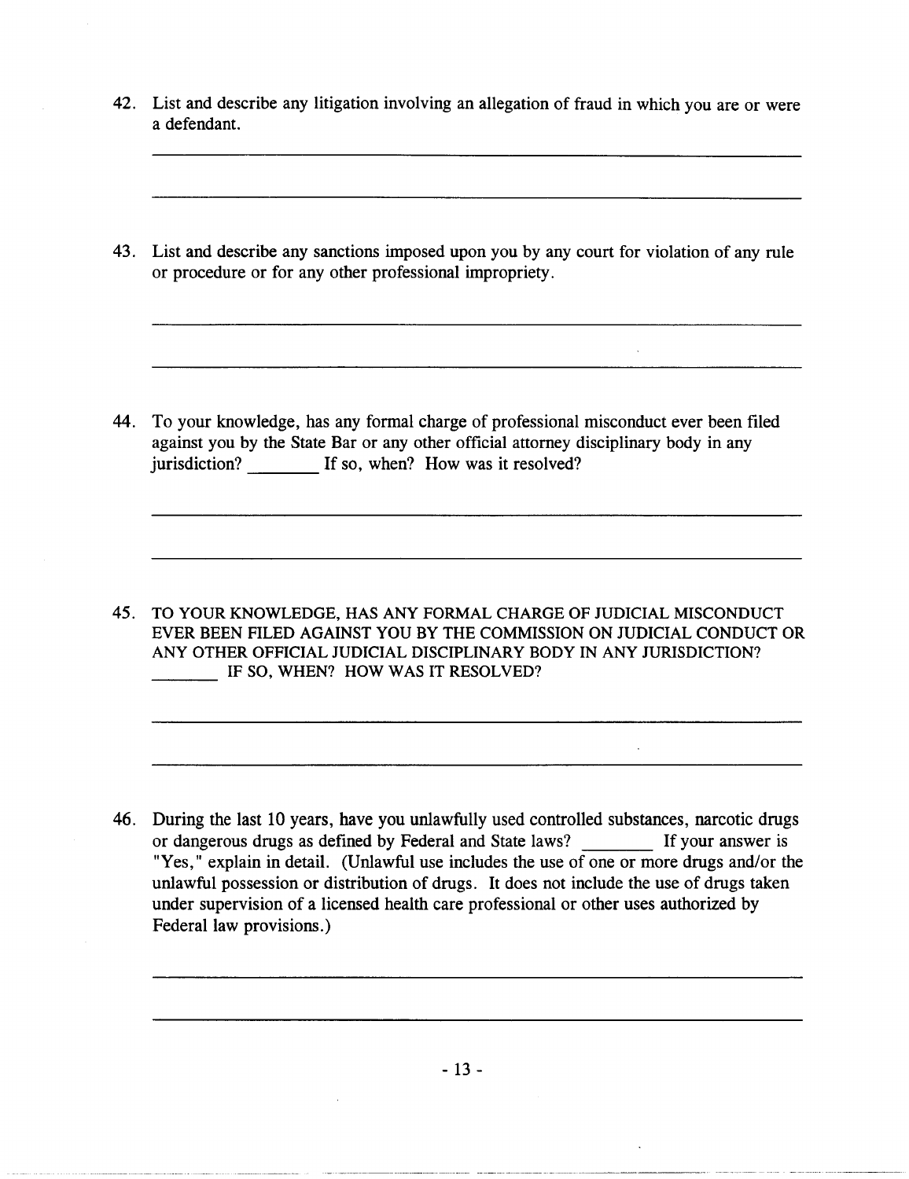42. List and describe any litigation involving an allegation of fraud in which you are or were a defendant.

_______________________________________________________________________

_______________________________________________________________________

43. List and describe any sanctions imposed upon you by any court for violation of any rule or procedure or for any other professional impropriety.

_______________________________________________________________________

_______________________________________________________________________

44. To your knowledge, has any formal charge of professional misconduct ever been filed against you by the State Bar or any other official attorney disciplinary body in any jurisdiction? ________ If so, when? How was it resolved?

_______________________________________________________________________

_______________________________________________________________________

45. TO YOUR KNOWLEDGE, HAS ANY FORMAL CHARGE OF JUDICIAL MISCONDUCT EVER BEEN FILED AGAINST YOU BY THE COMMISSION ON JUDICIAL CONDUCT OR ANY OTHER OFFICIAL JUDICIAL DISCIPLINARY BODY IN ANY JURISDICTION? ________ IF SO, WHEN? HOW WAS IT RESOLVED?

_______________________________________________________________________

_______________________________________________________________________

46. During the last 10 years, have you unlawfully used controlled substances, narcotic drugs or dangerous drugs as defined by Federal and State laws? ________ If your answer is "Yes," explain in detail. (Unlawful use includes the use of one or more drugs and/or the unlawful possession or distribution of drugs. It does not include the use of drugs taken under supervision of a licensed health care professional or other uses authorized by Federal law provisions.)

_______________________________________________________________________

_______________________________________________________________________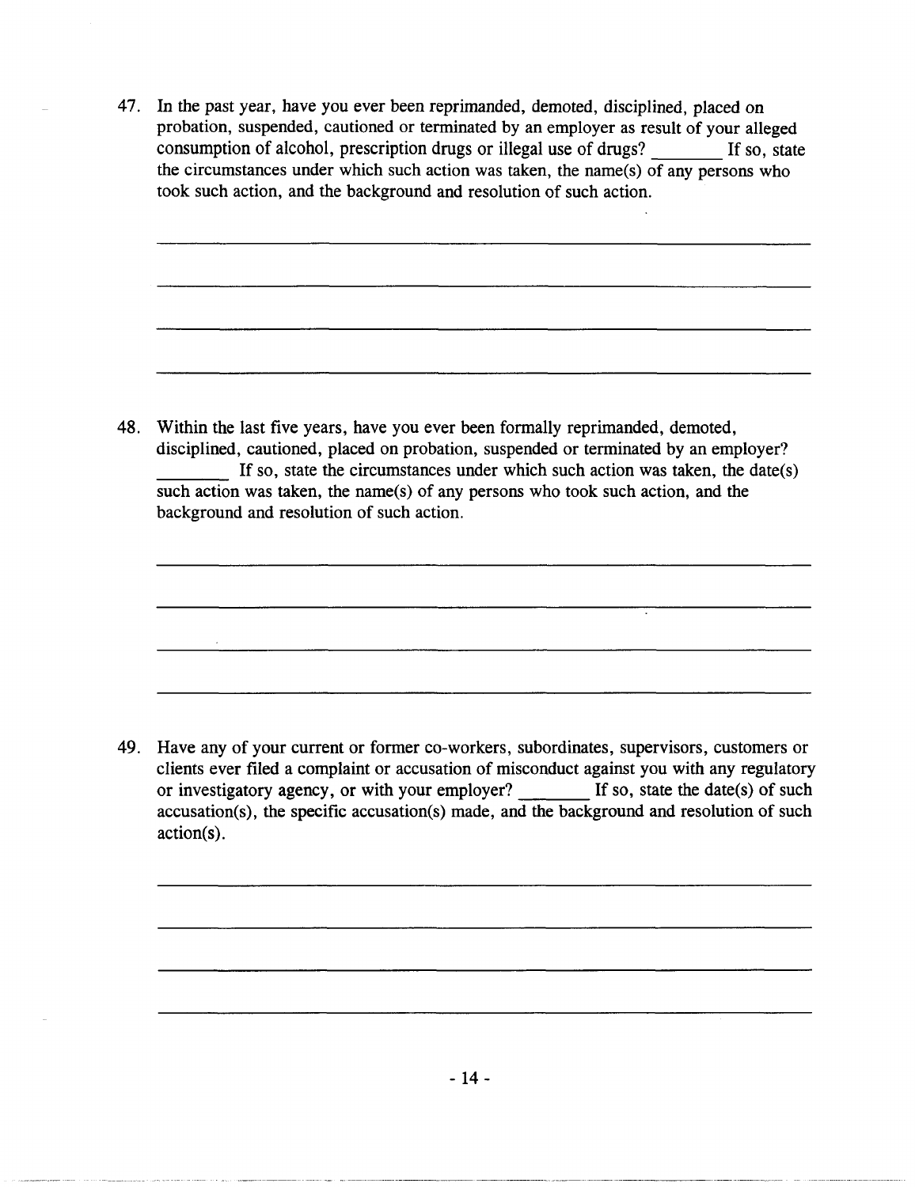47. In the past year, have you ever been reprimanded, demoted, disciplined, placed on probation, suspended, cautioned or terminated by an employer as result of your alleged consumption of alcohol, prescription drugs or illegal use of drugs? _______ If so, state the circumstances under which such action was taken, the name(s) of any persons who took such action, and the background and resolution of such action.

_______________________________________________________________________________

_______________________________________________________________________________

_______________________________________________________________________________

_______________________________________________________________________________

48. Within the last five years, have you ever been formally reprimanded, demoted, disciplined, cautioned, placed on probation, suspended or terminated by an employer? _______ If so, state the circumstances under which such action was taken, the date(s) such action was taken, the name(s) of any persons who took such action, and the background and resolution of such action.

_______________________________________________________________________________

_______________________________________________________________________________

_______________________________________________________________________________

_______________________________________________________________________________

49. Have any of your current or former co-workers, subordinates, supervisors, customers or clients ever filed a complaint or accusation of misconduct against you with any regulatory or investigatory agency, or with your employer? _______ If so, state the date(s) of such accusation(s), the specific accusation(s) made, and the background and resolution of such action(s).

_______________________________________________________________________________

_______________________________________________________________________________

_______________________________________________________________________________

_______________________________________________________________________________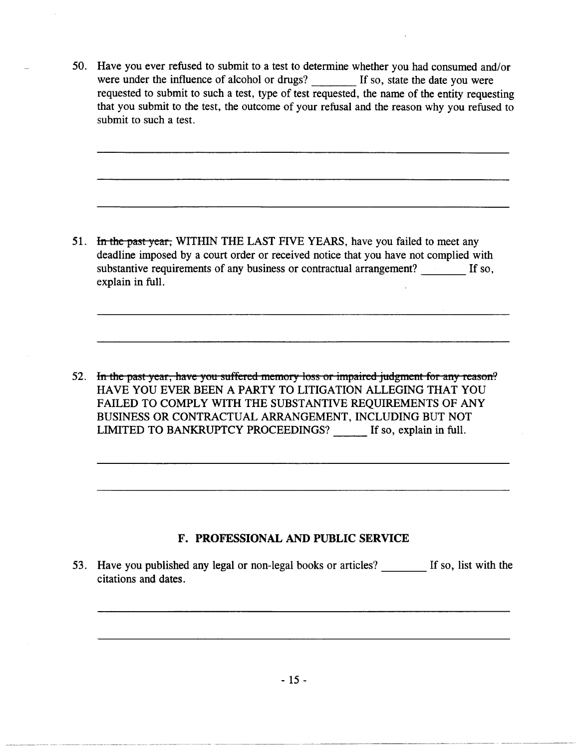50. Have you ever refused to submit to a test to determine whether you had consumed and/or were under the influence of alcohol or drugs? ________ If so, state the date you were requested to submit to such a test, type of test requested, the name of the entity requesting that you submit to the test, the outcome of your refusal and the reason why you refused to submit to such a test.

_______________________________________________________________________________

_______________________________________________________________________________

_______________________________________________________________________________

51. ~~In the past year,~~ WITHIN THE LAST FIVE YEARS, have you failed to meet any deadline imposed by a court order or received notice that you have not complied with substantive requirements of any business or contractual arrangement? ________ If so, explain in full.

_______________________________________________________________________________

_______________________________________________________________________________

52. ~~In the past year, have you suffered memory loss or impaired judgment for any reason?~~ HAVE YOU EVER BEEN A PARTY TO LITIGATION ALLEGING THAT YOU FAILED TO COMPLY WITH THE SUBSTANTIVE REQUIREMENTS OF ANY BUSINESS OR CONTRACTUAL ARRANGEMENT, INCLUDING BUT NOT LIMITED TO BANKRUPTCY PROCEEDINGS? ______ If so, explain in full.

_______________________________________________________________________________

_______________________________________________________________________________

## F. PROFESSIONAL AND PUBLIC SERVICE

53. Have you published any legal or non-legal books or articles? ________ If so, list with the citations and dates.

_______________________________________________________________________________

_______________________________________________________________________________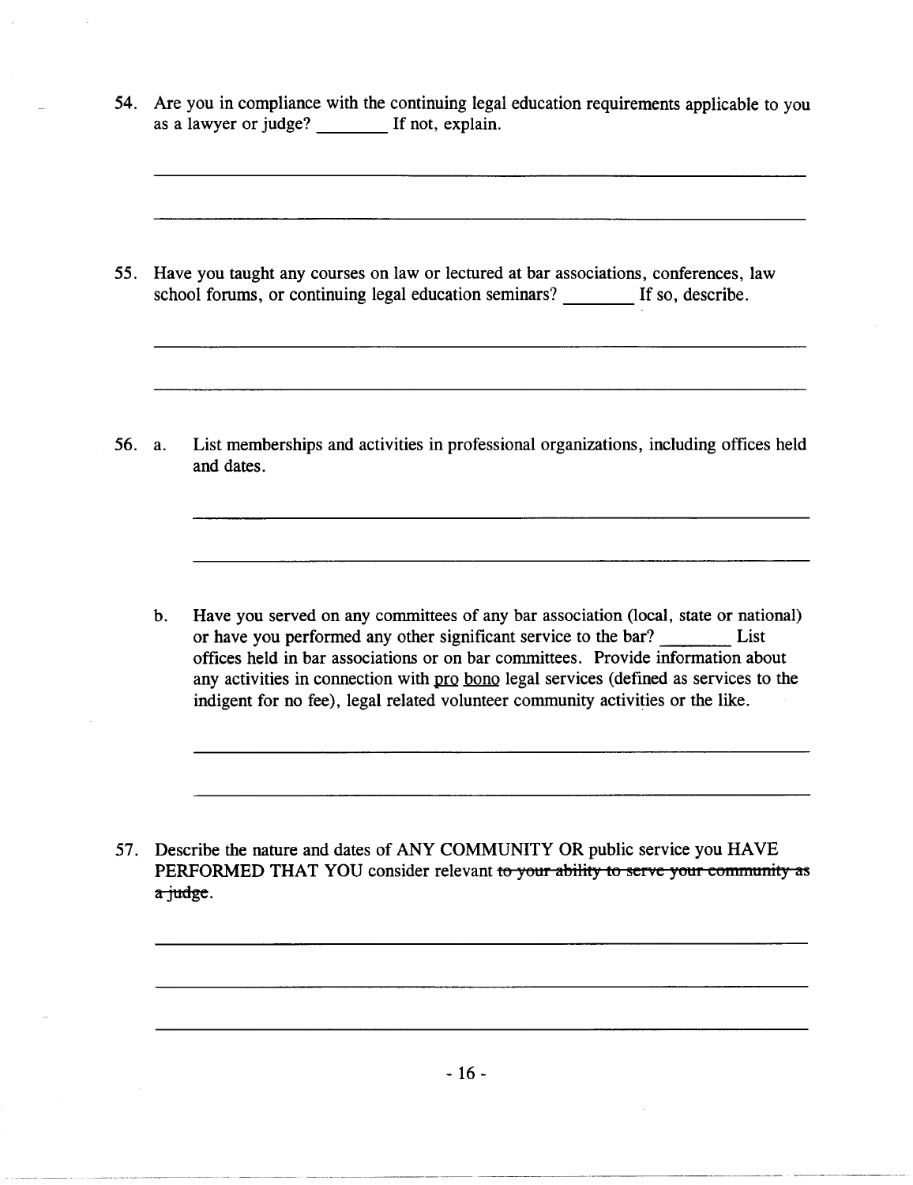54. Are you in compliance with the continuing legal education requirements applicable to you as a lawyer or judge? ________ If not, explain.

________________________________________________________________________

________________________________________________________________________

55. Have you taught any courses on law or lectured at bar associations, conferences, law school forums, or continuing legal education seminars? ________ If so, describe.

________________________________________________________________________

________________________________________________________________________

56. a. List memberships and activities in professional organizations, including offices held and dates.

________________________________________________________________________

________________________________________________________________________

b. Have you served on any committees of any bar association (local, state or national) or have you performed any other significant service to the bar? ________ List offices held in bar associations or on bar committees. Provide information about any activities in connection with pro bono legal services (defined as services to the indigent for no fee), legal related volunteer community activities or the like.

________________________________________________________________________

________________________________________________________________________

57. Describe the nature and dates of ANY COMMUNITY OR public service you HAVE PERFORMED THAT YOU consider relevant ~~to your ability to serve your community as a judge~~.

________________________________________________________________________

________________________________________________________________________

________________________________________________________________________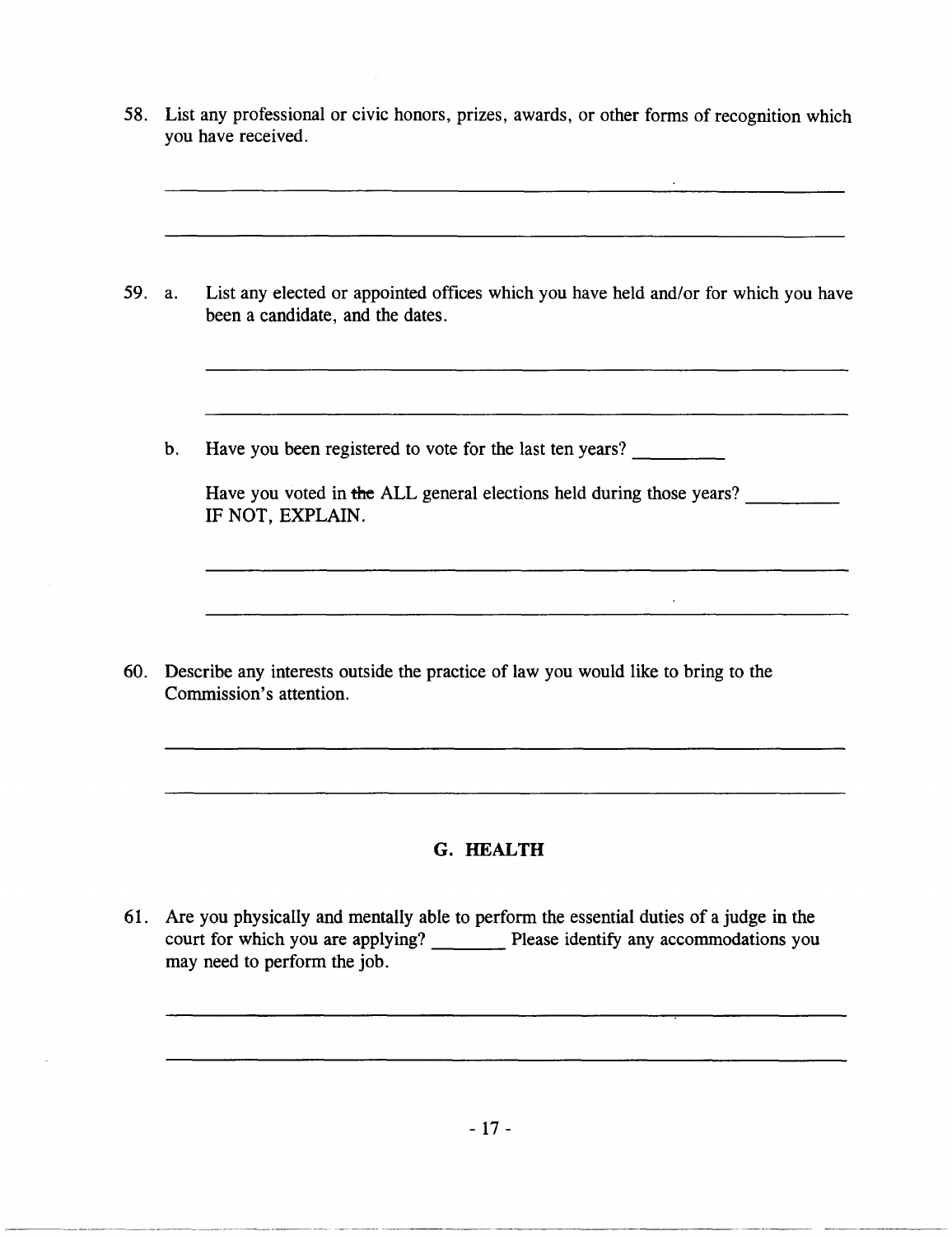58. List any professional or civic honors, prizes, awards, or other forms of recognition which you have received.

______________________________________________________________________

______________________________________________________________________

59. a. List any elected or appointed offices which you have held and/or for which you have been a candidate, and the dates.

______________________________________________________________________

______________________________________________________________________

    b. Have you been registered to vote for the last ten years? _________

    Have you voted in ~~the~~ ALL general elections held during those years? _________ IF NOT, EXPLAIN.

______________________________________________________________________

______________________________________________________________________

60. Describe any interests outside the practice of law you would like to bring to the Commission's attention.

______________________________________________________________________

______________________________________________________________________

## G. HEALTH

61. Are you physically and mentally able to perform the essential duties of a judge in the court for which you are applying? _______ Please identify any accommodations you may need to perform the job.

______________________________________________________________________

______________________________________________________________________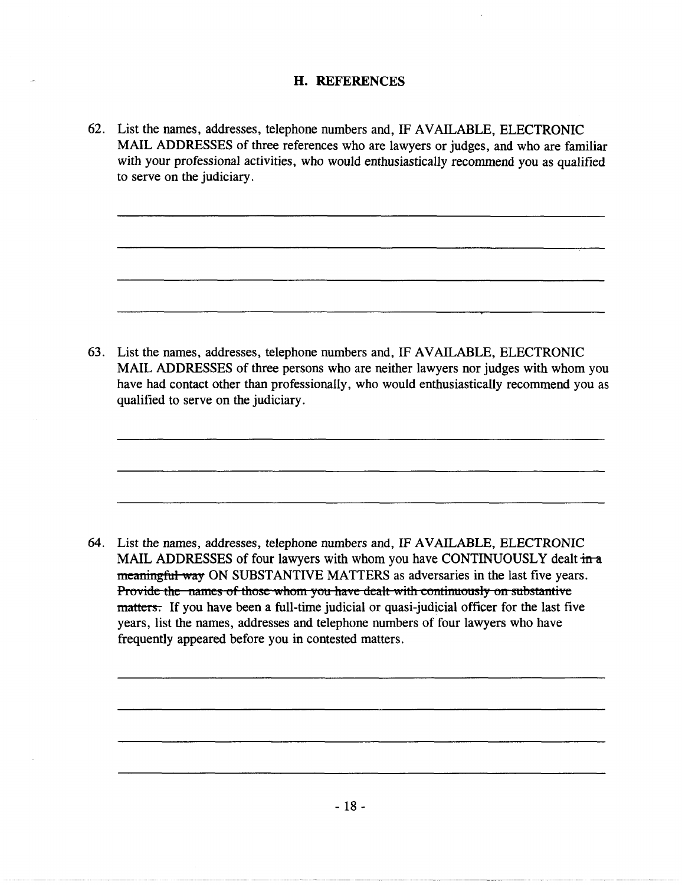## H. REFERENCES

62. List the names, addresses, telephone numbers and, IF AVAILABLE, ELECTRONIC MAIL ADDRESSES of three references who are lawyers or judges, and who are familiar with your professional activities, who would enthusiastically recommend you as qualified to serve on the judiciary.

63. List the names, addresses, telephone numbers and, IF AVAILABLE, ELECTRONIC MAIL ADDRESSES of three persons who are neither lawyers nor judges with whom you have had contact other than professionally, who would enthusiastically recommend you as qualified to serve on the judiciary.

64. List the names, addresses, telephone numbers and, IF AVAILABLE, ELECTRONIC MAIL ADDRESSES of four lawyers with whom you have CONTINUOUSLY dealt ~~in a meaningful way~~ ON SUBSTANTIVE MATTERS as adversaries in the last five years. ~~Provide the names of those whom you have dealt with continuously on substantive matters.~~ If you have been a full-time judicial or quasi-judicial officer for the last five years, list the names, addresses and telephone numbers of four lawyers who have frequently appeared before you in contested matters.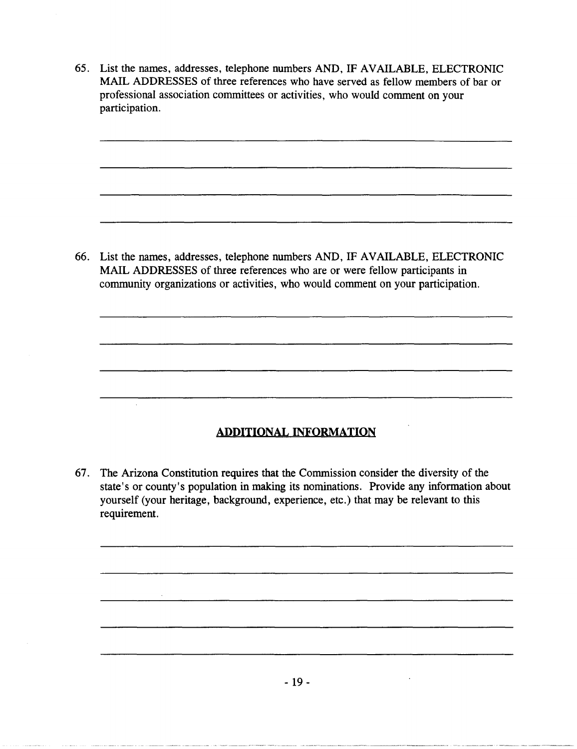65. List the names, addresses, telephone numbers AND, IF AVAILABLE, ELECTRONIC MAIL ADDRESSES of three references who have served as fellow members of bar or professional association committees or activities, who would comment on your participation.

\_\_\_\_\_\_\_\_\_\_\_\_\_\_\_\_\_\_\_\_\_\_\_\_\_\_\_\_\_\_\_\_\_\_\_\_\_\_\_\_\_\_\_\_\_\_\_\_\_\_\_\_\_\_\_\_\_\_\_\_\_\_\_\_\_\_\_\_

\_\_\_\_\_\_\_\_\_\_\_\_\_\_\_\_\_\_\_\_\_\_\_\_\_\_\_\_\_\_\_\_\_\_\_\_\_\_\_\_\_\_\_\_\_\_\_\_\_\_\_\_\_\_\_\_\_\_\_\_\_\_\_\_\_\_\_\_

\_\_\_\_\_\_\_\_\_\_\_\_\_\_\_\_\_\_\_\_\_\_\_\_\_\_\_\_\_\_\_\_\_\_\_\_\_\_\_\_\_\_\_\_\_\_\_\_\_\_\_\_\_\_\_\_\_\_\_\_\_\_\_\_\_\_\_\_

\_\_\_\_\_\_\_\_\_\_\_\_\_\_\_\_\_\_\_\_\_\_\_\_\_\_\_\_\_\_\_\_\_\_\_\_\_\_\_\_\_\_\_\_\_\_\_\_\_\_\_\_\_\_\_\_\_\_\_\_\_\_\_\_\_\_\_\_

66. List the names, addresses, telephone numbers AND, IF AVAILABLE, ELECTRONIC MAIL ADDRESSES of three references who are or were fellow participants in community organizations or activities, who would comment on your participation.

\_\_\_\_\_\_\_\_\_\_\_\_\_\_\_\_\_\_\_\_\_\_\_\_\_\_\_\_\_\_\_\_\_\_\_\_\_\_\_\_\_\_\_\_\_\_\_\_\_\_\_\_\_\_\_\_\_\_\_\_\_\_\_\_\_\_\_\_

\_\_\_\_\_\_\_\_\_\_\_\_\_\_\_\_\_\_\_\_\_\_\_\_\_\_\_\_\_\_\_\_\_\_\_\_\_\_\_\_\_\_\_\_\_\_\_\_\_\_\_\_\_\_\_\_\_\_\_\_\_\_\_\_\_\_\_\_

\_\_\_\_\_\_\_\_\_\_\_\_\_\_\_\_\_\_\_\_\_\_\_\_\_\_\_\_\_\_\_\_\_\_\_\_\_\_\_\_\_\_\_\_\_\_\_\_\_\_\_\_\_\_\_\_\_\_\_\_\_\_\_\_\_\_\_\_

\_\_\_\_\_\_\_\_\_\_\_\_\_\_\_\_\_\_\_\_\_\_\_\_\_\_\_\_\_\_\_\_\_\_\_\_\_\_\_\_\_\_\_\_\_\_\_\_\_\_\_\_\_\_\_\_\_\_\_\_\_\_\_\_\_\_\_\_

## ADDITIONAL INFORMATION

67. The Arizona Constitution requires that the Commission consider the diversity of the state's or county's population in making its nominations. Provide any information about yourself (your heritage, background, experience, etc.) that may be relevant to this requirement.

\_\_\_\_\_\_\_\_\_\_\_\_\_\_\_\_\_\_\_\_\_\_\_\_\_\_\_\_\_\_\_\_\_\_\_\_\_\_\_\_\_\_\_\_\_\_\_\_\_\_\_\_\_\_\_\_\_\_\_\_\_\_\_\_\_\_\_\_

\_\_\_\_\_\_\_\_\_\_\_\_\_\_\_\_\_\_\_\_\_\_\_\_\_\_\_\_\_\_\_\_\_\_\_\_\_\_\_\_\_\_\_\_\_\_\_\_\_\_\_\_\_\_\_\_\_\_\_\_\_\_\_\_\_\_\_\_

\_\_\_\_\_\_\_\_\_\_\_\_\_\_\_\_\_\_\_\_\_\_\_\_\_\_\_\_\_\_\_\_\_\_\_\_\_\_\_\_\_\_\_\_\_\_\_\_\_\_\_\_\_\_\_\_\_\_\_\_\_\_\_\_\_\_\_\_

\_\_\_\_\_\_\_\_\_\_\_\_\_\_\_\_\_\_\_\_\_\_\_\_\_\_\_\_\_\_\_\_\_\_\_\_\_\_\_\_\_\_\_\_\_\_\_\_\_\_\_\_\_\_\_\_\_\_\_\_\_\_\_\_\_\_\_\_

\_\_\_\_\_\_\_\_\_\_\_\_\_\_\_\_\_\_\_\_\_\_\_\_\_\_\_\_\_\_\_\_\_\_\_\_\_\_\_\_\_\_\_\_\_\_\_\_\_\_\_\_\_\_\_\_\_\_\_\_\_\_\_\_\_\_\_\_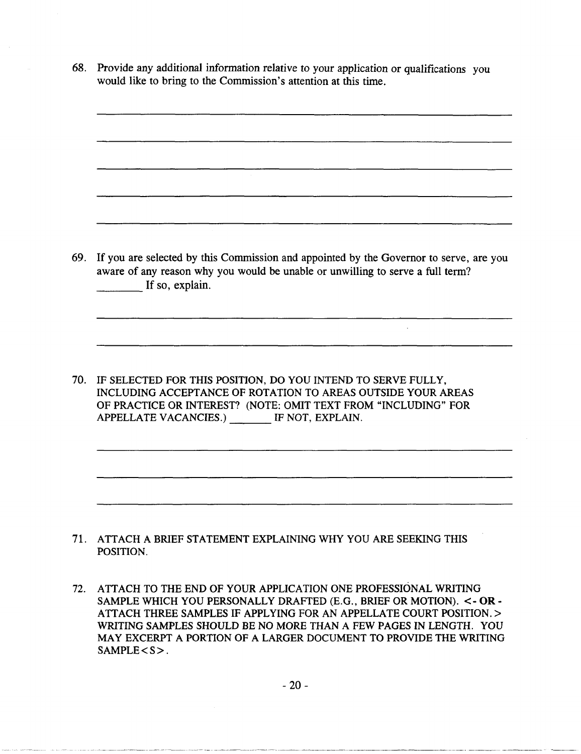68. Provide any additional information relative to your application or qualifications you would like to bring to the Commission's attention at this time.

\_\_\_\_\_\_\_\_\_\_\_\_\_\_\_\_\_\_\_\_\_\_\_\_\_\_\_\_\_\_\_\_\_\_\_\_\_\_\_\_\_\_\_\_\_\_\_\_\_\_\_\_\_\_\_\_\_\_\_\_

\_\_\_\_\_\_\_\_\_\_\_\_\_\_\_\_\_\_\_\_\_\_\_\_\_\_\_\_\_\_\_\_\_\_\_\_\_\_\_\_\_\_\_\_\_\_\_\_\_\_\_\_\_\_\_\_\_\_\_\_

\_\_\_\_\_\_\_\_\_\_\_\_\_\_\_\_\_\_\_\_\_\_\_\_\_\_\_\_\_\_\_\_\_\_\_\_\_\_\_\_\_\_\_\_\_\_\_\_\_\_\_\_\_\_\_\_\_\_\_\_

\_\_\_\_\_\_\_\_\_\_\_\_\_\_\_\_\_\_\_\_\_\_\_\_\_\_\_\_\_\_\_\_\_\_\_\_\_\_\_\_\_\_\_\_\_\_\_\_\_\_\_\_\_\_\_\_\_\_\_\_

\_\_\_\_\_\_\_\_\_\_\_\_\_\_\_\_\_\_\_\_\_\_\_\_\_\_\_\_\_\_\_\_\_\_\_\_\_\_\_\_\_\_\_\_\_\_\_\_\_\_\_\_\_\_\_\_\_\_\_\_

69. If you are selected by this Commission and appointed by the Governor to serve, are you aware of any reason why you would be unable or unwilling to serve a full term? \_\_\_\_\_\_\_\_ If so, explain.

\_\_\_\_\_\_\_\_\_\_\_\_\_\_\_\_\_\_\_\_\_\_\_\_\_\_\_\_\_\_\_\_\_\_\_\_\_\_\_\_\_\_\_\_\_\_\_\_\_\_\_\_\_\_\_\_\_\_\_\_

\_\_\_\_\_\_\_\_\_\_\_\_\_\_\_\_\_\_\_\_\_\_\_\_\_\_\_\_\_\_\_\_\_\_\_\_\_\_\_\_\_\_\_\_\_\_\_\_\_\_\_\_\_\_\_\_\_\_\_\_

70. IF SELECTED FOR THIS POSITION, DO YOU INTEND TO SERVE FULLY, INCLUDING ACCEPTANCE OF ROTATION TO AREAS OUTSIDE YOUR AREAS OF PRACTICE OR INTEREST? (NOTE: OMIT TEXT FROM "INCLUDING" FOR APPELLATE VACANCIES.) \_\_\_\_\_\_\_\_ IF NOT, EXPLAIN.

\_\_\_\_\_\_\_\_\_\_\_\_\_\_\_\_\_\_\_\_\_\_\_\_\_\_\_\_\_\_\_\_\_\_\_\_\_\_\_\_\_\_\_\_\_\_\_\_\_\_\_\_\_\_\_\_\_\_\_\_

\_\_\_\_\_\_\_\_\_\_\_\_\_\_\_\_\_\_\_\_\_\_\_\_\_\_\_\_\_\_\_\_\_\_\_\_\_\_\_\_\_\_\_\_\_\_\_\_\_\_\_\_\_\_\_\_\_\_\_\_

\_\_\_\_\_\_\_\_\_\_\_\_\_\_\_\_\_\_\_\_\_\_\_\_\_\_\_\_\_\_\_\_\_\_\_\_\_\_\_\_\_\_\_\_\_\_\_\_\_\_\_\_\_\_\_\_\_\_\_\_

71. ATTACH A BRIEF STATEMENT EXPLAINING WHY YOU ARE SEEKING THIS POSITION.

72. ATTACH TO THE END OF YOUR APPLICATION ONE PROFESSIONAL WRITING SAMPLE WHICH YOU PERSONALLY DRAFTED (E.G., BRIEF OR MOTION). <- **OR** - ATTACH THREE SAMPLES IF APPLYING FOR AN APPELLATE COURT POSITION.> WRITING SAMPLES SHOULD BE NO MORE THAN A FEW PAGES IN LENGTH. YOU MAY EXCERPT A PORTION OF A LARGER DOCUMENT TO PROVIDE THE WRITING SAMPLE<S>.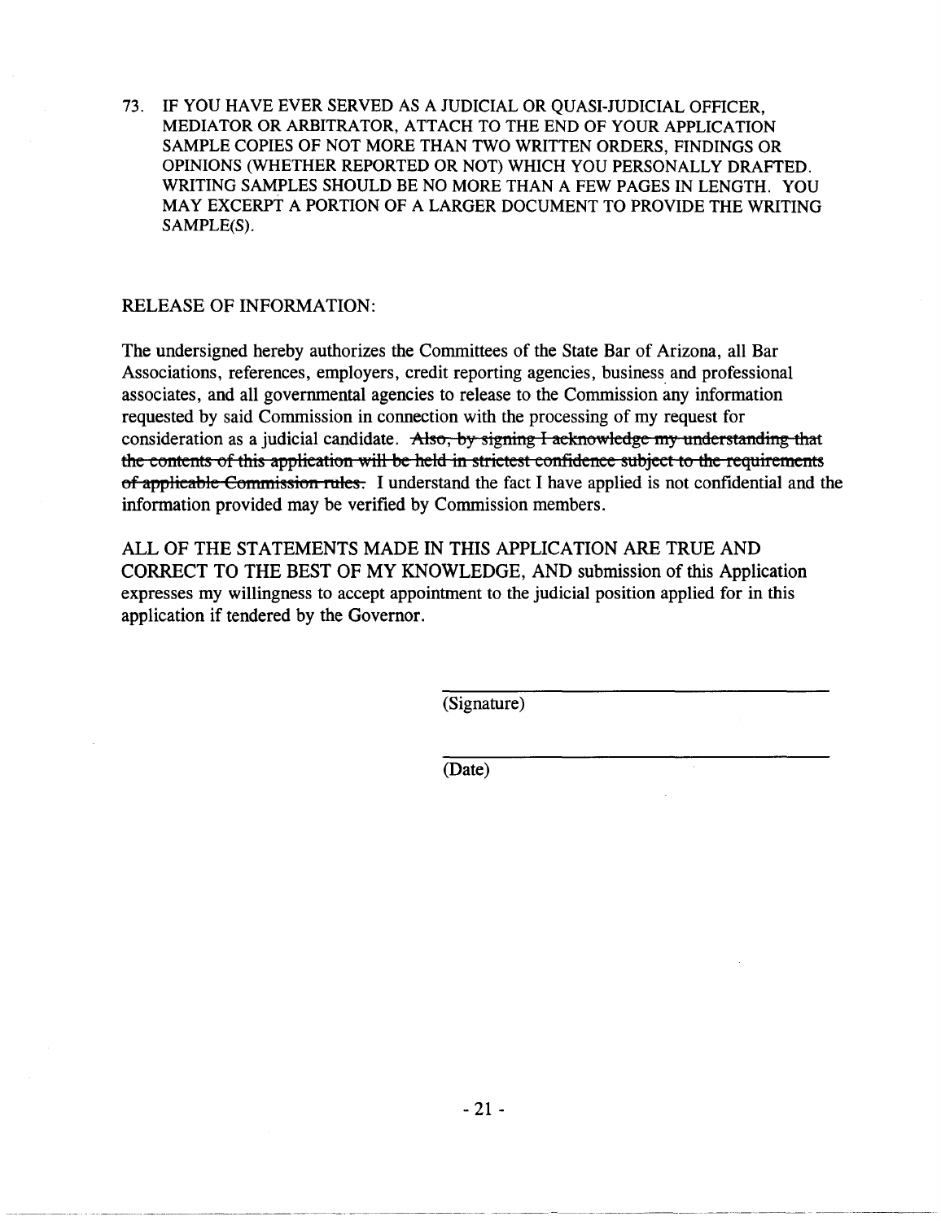73. IF YOU HAVE EVER SERVED AS A JUDICIAL OR QUASI-JUDICIAL OFFICER, MEDIATOR OR ARBITRATOR, ATTACH TO THE END OF YOUR APPLICATION SAMPLE COPIES OF NOT MORE THAN TWO WRITTEN ORDERS, FINDINGS OR OPINIONS (WHETHER REPORTED OR NOT) WHICH YOU PERSONALLY DRAFTED. WRITING SAMPLES SHOULD BE NO MORE THAN A FEW PAGES IN LENGTH. YOU MAY EXCERPT A PORTION OF A LARGER DOCUMENT TO PROVIDE THE WRITING SAMPLE(S).

RELEASE OF INFORMATION:

The undersigned hereby authorizes the Committees of the State Bar of Arizona, all Bar Associations, references, employers, credit reporting agencies, business and professional associates, and all governmental agencies to release to the Commission any information requested by said Commission in connection with the processing of my request for consideration as a judicial candidate. ~~Also, by signing I acknowledge my understanding that the contents of this application will be held in strictest confidence subject to the requirements of applicable Commission rules.~~ I understand the fact I have applied is not confidential and the information provided may be verified by Commission members.

ALL OF THE STATEMENTS MADE IN THIS APPLICATION ARE TRUE AND CORRECT TO THE BEST OF MY KNOWLEDGE, AND submission of this Application expresses my willingness to accept appointment to the judicial position applied for in this application if tendered by the Governor.

\_\_\_\_\_\_\_\_\_\_\_\_\_\_\_\_\_\_\_\_\_\_\_\_\_\_\_\_\_\_
(Signature)

\_\_\_\_\_\_\_\_\_\_\_\_\_\_\_\_\_\_\_\_\_\_\_\_\_\_\_\_\_\_
(Date)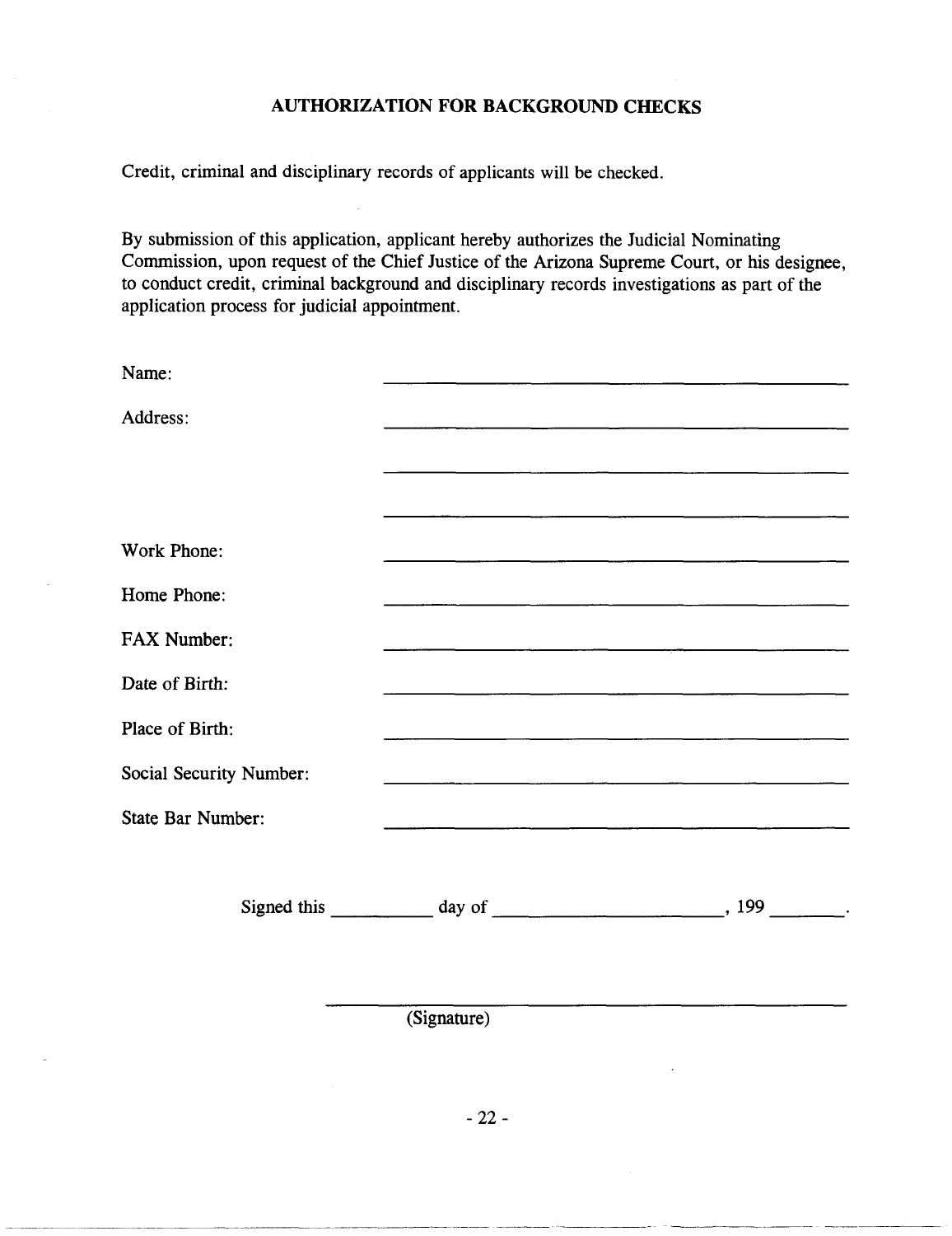## AUTHORIZATION FOR BACKGROUND CHECKS

Credit, criminal and disciplinary records of applicants will be checked.

By submission of this application, applicant hereby authorizes the Judicial Nominating Commission, upon request of the Chief Justice of the Arizona Supreme Court, or his designee, to conduct credit, criminal background and disciplinary records investigations as part of the application process for judicial appointment.

Name: ______________________________

Address: ______________________________

______________________________

______________________________

Work Phone: ______________________________

Home Phone: ______________________________

FAX Number: ______________________________

Date of Birth: ______________________________

Place of Birth: ______________________________

Social Security Number: ______________________________

State Bar Number: ______________________________

Signed this __________ day of ______________________, 199 _______.

______________________________

(Signature)